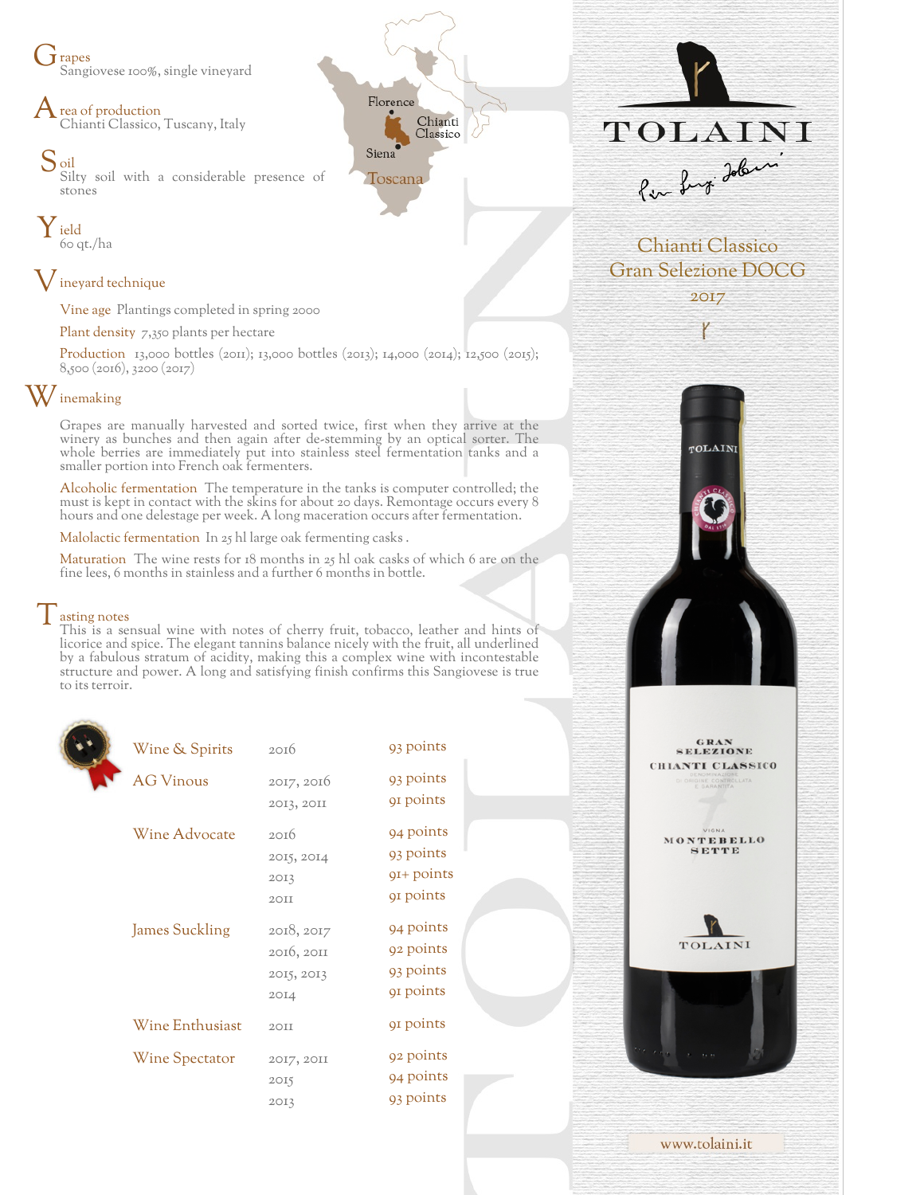# TOLAINI

# Chianti Classico Gran Selezione DOCG

## 2017

**Grapes**
Sangiovese 100%, single vineyard

**Area of production**
Chianti Classico, Tuscany, Italy

**Soil**
Silty soil with a considerable presence of stones

**Yield**
60 qt./ha

**Vineyard technique**

Vine age Plantings completed in spring 2000

Plant density 7,350 plants per hectare

Production 13,000 bottles (2011); 13,000 bottles (2013); 14,000 (2014); 12,500 (2015); 8,500 (2016), 3200 (2017)

**Winemaking**

Grapes are manually harvested and sorted twice, first when they arrive at the winery as bunches and then again after de-stemming by an optical sorter. The whole berries are immediately put into stainless steel fermentation tanks and a smaller portion into French oak fermenters.

Alcoholic fermentation The temperature in the tanks is computer controlled; the must is kept in contact with the skins for about 20 days. Remontage occurs every 8 hours and one delestage per week. A long maceration occurs after fermentation.

Malolactic fermentation In 25 hl large oak fermenting casks .

Maturation The wine rests for 18 months in 25 hl oak casks of which 6 are on the fine lees, 6 months in stainless and a further 6 months in bottle.

**Tasting notes**
This is a sensual wine with notes of cherry fruit, tobacco, leather and hints of licorice and spice. The elegant tannins balance nicely with the fruit, all underlined by a fabulous stratum of acidity, making this a complex wine with incontestable structure and power. A long and satisfying finish confirms this Sangiovese is true to its terroir.

| Publication | Vintage | Score |
|---|---|---|
| Wine & Spirits | 2016 | 93 points |
| AG Vinous | 2017, 2016 | 93 points |
| | 2013, 2011 | 91 points |
| Wine Advocate | 2016 | 94 points |
| | 2015, 2014 | 93 points |
| | 2013 | 91+ points |
| | 2011 | 91 points |
| James Suckling | 2018, 2017 | 94 points |
| | 2016, 2011 | 92 points |
| | 2015, 2013 | 93 points |
| | 2014 | 91 points |
| Wine Enthusiast | 2011 | 91 points |
| Wine Spectator | 2017, 2011 | 92 points |
| | 2015 | 94 points |
| | 2013 | 93 points |

www.tolaini.it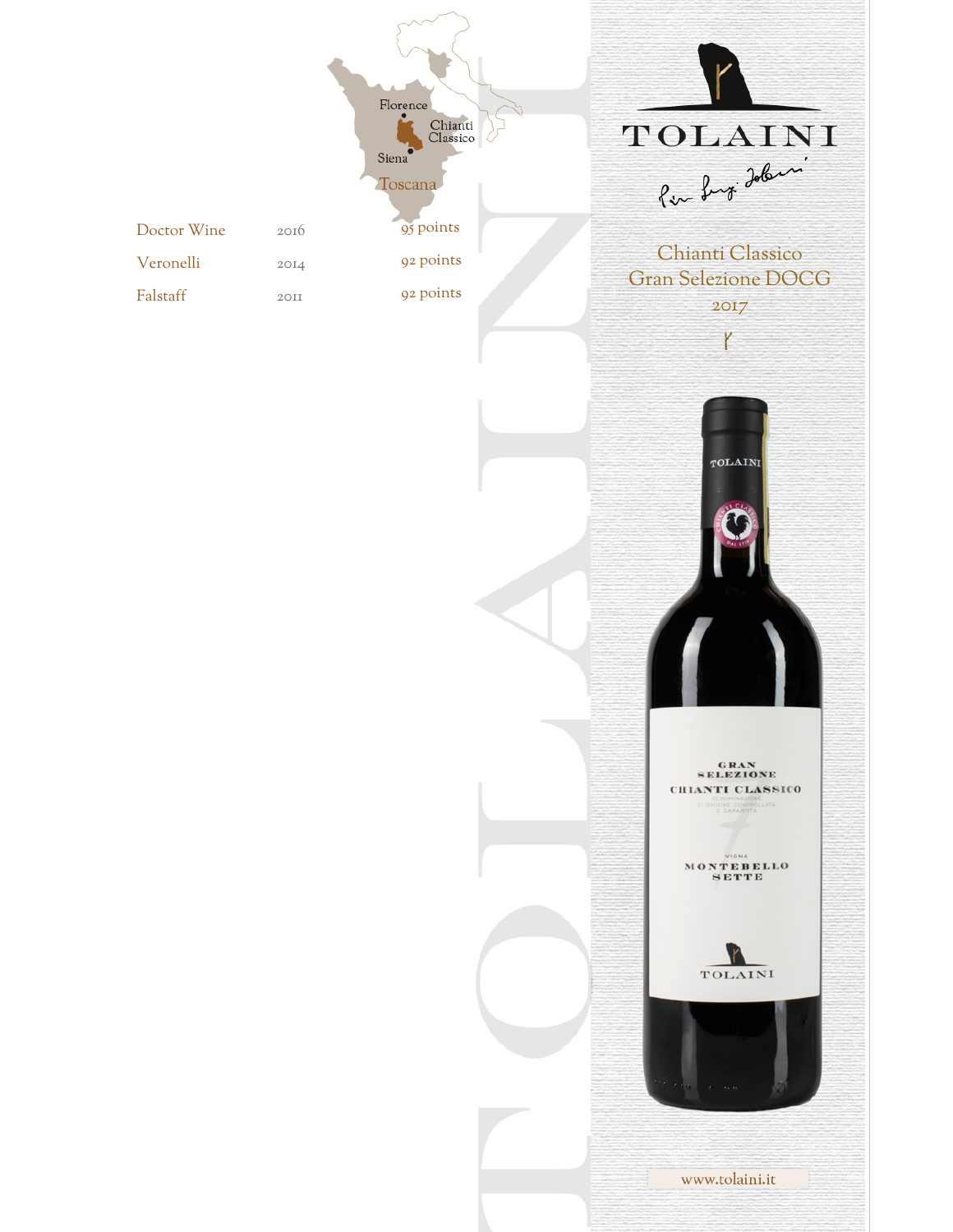Florence

Chianti Classico

Siena

Toscana

| | | |
|---|---|---|
| Doctor Wine | 2016 | 95 points |
| Veronelli | 2014 | 92 points |
| Falstaff | 2011 | 92 points |

# TOLAINI

Chianti Classico Gran Selezione DOCG

2017

www.tolaini.it